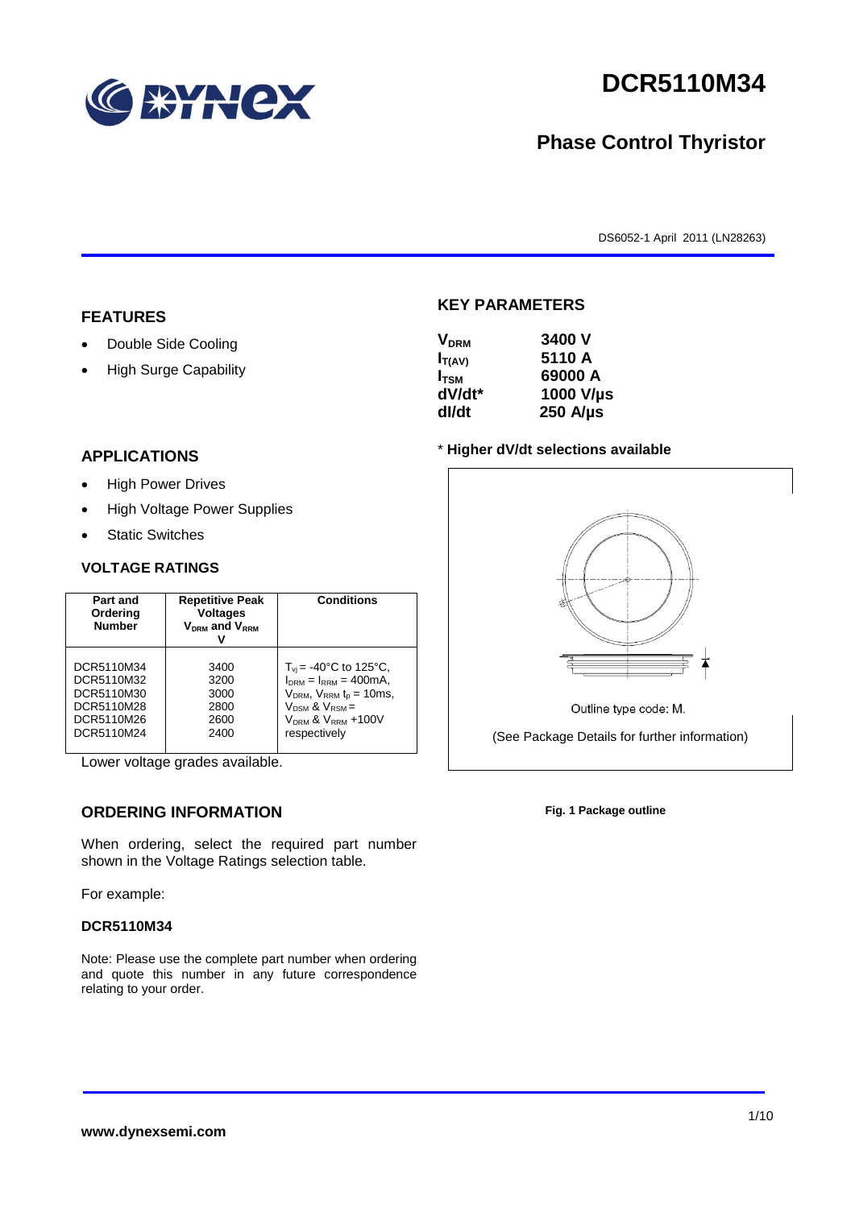# DCR5110M34

## Phase Control Thyristor

DS6052-1 April 2011 (LN28263)

## FEATURES

- Double Side Cooling
- High Surge Capability

## APPLICATIONS

- High Power Drives
- High Voltage Power Supplies
- Static Switches

## KEY PARAMETERS

| | |
|---|---|
| $V_{DRM}$ | 3400 V |
| $I_{T(AV)}$ | 5110 A |
| $I_{TSM}$ | 69000 A |
| dV/dt* | 1000 V/µs |
| dI/dt | 250 A/µs |

\* **Higher dV/dt selections available**

Outline type code: M.

(See Package Details for further information)

**Fig. 1 Package outline**

## VOLTAGE RATINGS

| Part and Ordering Number | Repetitive Peak Voltages $V_{DRM}$ and $V_{RRM}$ V | Conditions |
|---|---|---|
| DCR5110M34<br>DCR5110M32<br>DCR5110M30<br>DCR5110M28<br>DCR5110M26<br>DCR5110M24 | 3400<br>3200<br>3000<br>2800<br>2600<br>2400 | $T_{vj}$ = -40°C to 125°C, $I_{DRM}$ = $I_{RRM}$ = 400mA, $V_{DRM}$, $V_{RRM}$ $t_p$ = 10ms, $V_{DSM}$ & $V_{RSM}$ = $V_{DRM}$ & $V_{RRM}$ +100V respectively |

Lower voltage grades available.

## ORDERING INFORMATION

When ordering, select the required part number shown in the Voltage Ratings selection table.

For example:

**DCR5110M34**

Note: Please use the complete part number when ordering and quote this number in any future correspondence relating to your order.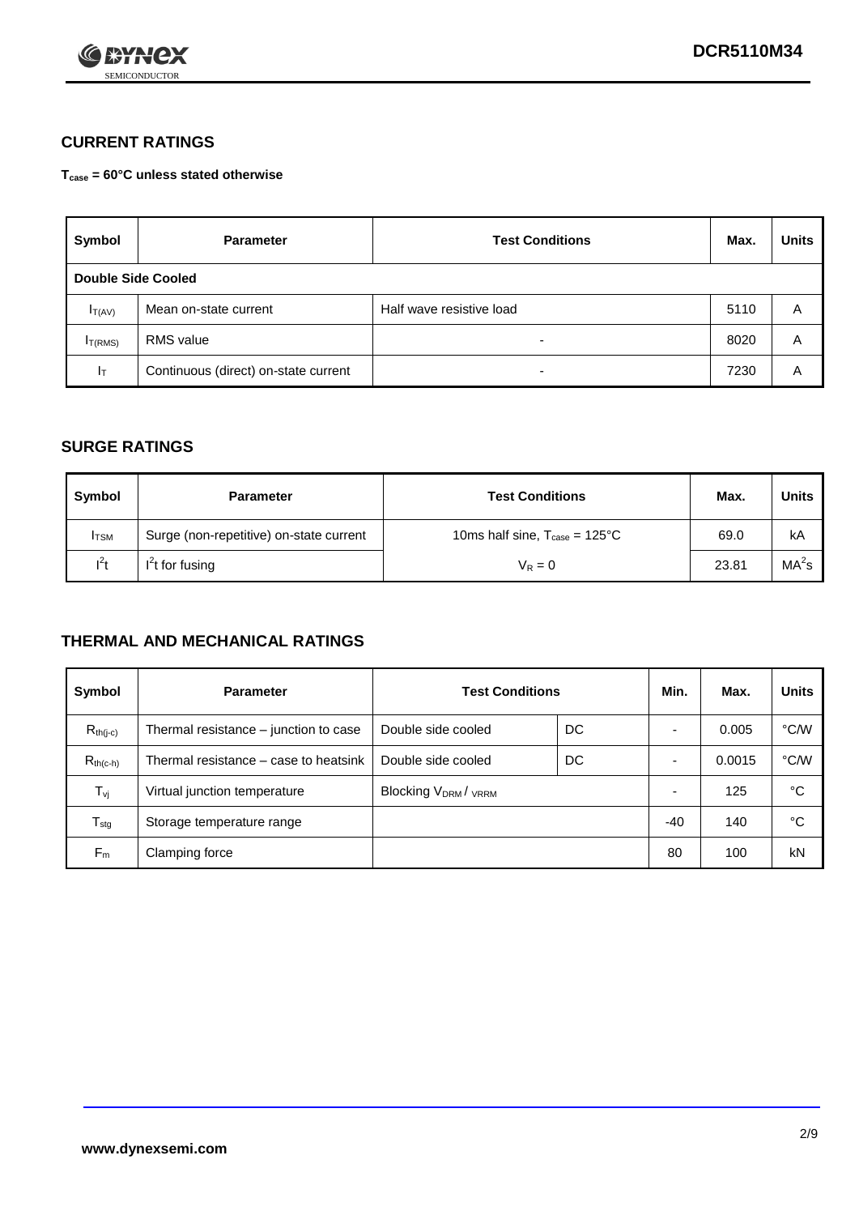## CURRENT RATINGS

**$T_{case}$ = 60°C unless stated otherwise**

| Symbol | Parameter | Test Conditions | Max. | Units |
|---|---|---|---|---|
| **Double Side Cooled** | | | | |
| $I_{T(AV)}$ | Mean on-state current | Half wave resistive load | 5110 | A |
| $I_{T(RMS)}$ | RMS value | - | 8020 | A |
| $I_T$ | Continuous (direct) on-state current | - | 7230 | A |

## SURGE RATINGS

| Symbol | Parameter | Test Conditions | Max. | Units |
|---|---|---|---|---|
| $I_{TSM}$ | Surge (non-repetitive) on-state current | 10ms half sine, $T_{case}$ = 125°C | 69.0 | kA |
| $I^2t$ | $I^2t$ for fusing | $V_R = 0$ | 23.81 | $MA^2s$ |

## THERMAL AND MECHANICAL RATINGS

| Symbol | Parameter | Test Conditions | | Min. | Max. | Units |
|---|---|---|---|---|---|---|
| $R_{th(j-c)}$ | Thermal resistance – junction to case | Double side cooled | DC | - | 0.005 | °C/W |
| $R_{th(c-h)}$ | Thermal resistance – case to heatsink | Double side cooled | DC | - | 0.0015 | °C/W |
| $T_{vj}$ | Virtual junction temperature | Blocking $V_{DRM}$ / $V_{RRM}$ | | - | 125 | °C |
| $T_{stg}$ | Storage temperature range | | | -40 | 140 | °C |
| $F_m$ | Clamping force | | | 80 | 100 | kN |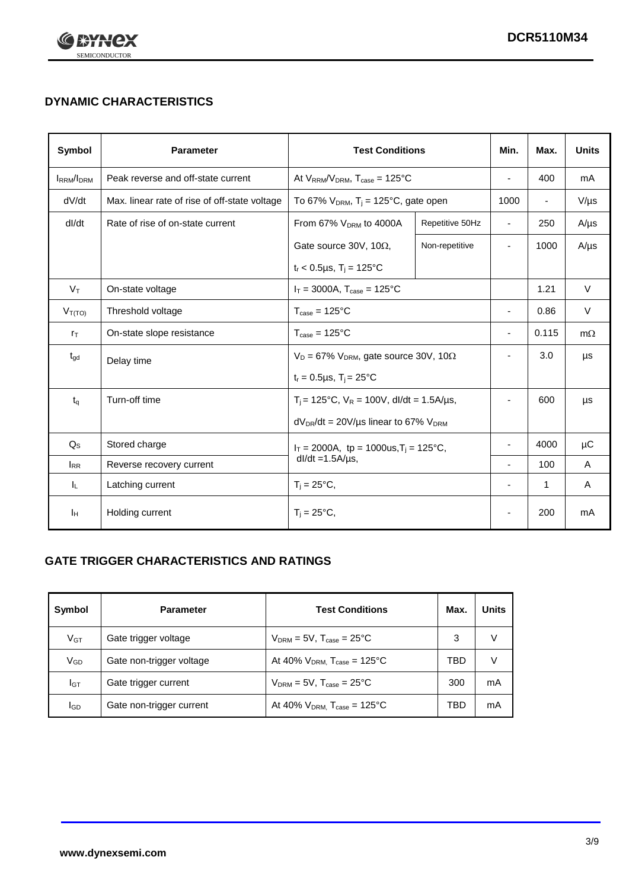## DYNAMIC CHARACTERISTICS

| Symbol | Parameter | Test Conditions | | Min. | Max. | Units |
|---|---|---|---|---|---|---|
| $I_{RRM}/I_{DRM}$ | Peak reverse and off-state current | At $V_{RRM}/V_{DRM}$, $T_{case}$ = 125°C | | - | 400 | mA |
| dV/dt | Max. linear rate of rise of off-state voltage | To 67% $V_{DRM}$, $T_j$ = 125°C, gate open | | 1000 | - | V/µs |
| dI/dt | Rate of rise of on-state current | From 67% $V_{DRM}$ to 4000A | Repetitive 50Hz | - | 250 | A/µs |
| | | Gate source 30V, 10Ω, $t_r$ < 0.5µs, $T_j$ = 125°C | Non-repetitive | - | 1000 | A/µs |
| $V_T$ | On-state voltage | $I_T$ = 3000A, $T_{case}$ = 125°C | | | 1.21 | V |
| $V_{T(TO)}$ | Threshold voltage | $T_{case}$ = 125°C | | - | 0.86 | V |
| $r_T$ | On-state slope resistance | $T_{case}$ = 125°C | | - | 0.115 | mΩ |
| $t_{gd}$ | Delay time | $V_D$ = 67% $V_{DRM}$, gate source 30V, 10Ω, $t_r$ = 0.5µs, $T_j$ = 25°C | | - | 3.0 | µs |
| $t_q$ | Turn-off time | $T_j$ = 125°C, $V_R$ = 100V, dI/dt = 1.5A/µs, $dV_{DR}/dt$ = 20V/µs linear to 67% $V_{DRM}$ | | - | 600 | µs |
| $Q_S$ | Stored charge | $I_T$ = 2000A, tp = 1000us, $T_j$ = 125°C, dI/dt =1.5A/µs, | | - | 4000 | µC |
| $I_{RR}$ | Reverse recovery current | | | - | 100 | A |
| $I_L$ | Latching current | $T_j$ = 25°C, | | - | 1 | A |
| $I_H$ | Holding current | $T_j$ = 25°C, | | - | 200 | mA |

## GATE TRIGGER CHARACTERISTICS AND RATINGS

| Symbol | Parameter | Test Conditions | Max. | Units |
|---|---|---|---|---|
| $V_{GT}$ | Gate trigger voltage | $V_{DRM}$ = 5V, $T_{case}$ = 25°C | 3 | V |
| $V_{GD}$ | Gate non-trigger voltage | At 40% $V_{DRM}$, $T_{case}$ = 125°C | TBD | V |
| $I_{GT}$ | Gate trigger current | $V_{DRM}$ = 5V, $T_{case}$ = 25°C | 300 | mA |
| $I_{GD}$ | Gate non-trigger current | At 40% $V_{DRM}$, $T_{case}$ = 125°C | TBD | mA |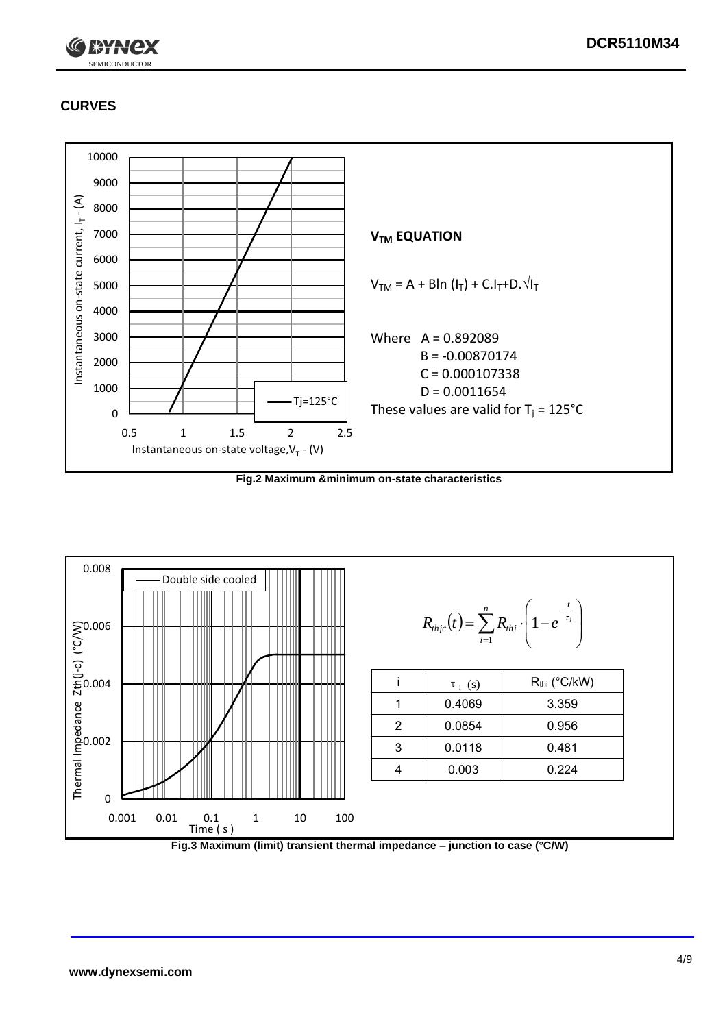## CURVES

**$V_{TM}$ EQUATION**

$$V_{TM} = A + B\ln(I_T) + C.I_T + D.\sqrt{I_T}$$

Where A = 0.892089
B = -0.00870174
C = 0.000107338
D = 0.0011654

These values are valid for $T_j$ = 125°C

**Fig.2 Maximum &minimum on-state characteristics**

$$R_{thjc}(t) = \sum_{i=1}^{n} R_{thi} \cdot \left(1 - e^{-\frac{t}{\tau_i}}\right)$$

| i | $\tau_i$ (s) | $R_{thi}$ (°C/kW) |
|---|---|---|
| 1 | 0.4069 | 3.359 |
| 2 | 0.0854 | 0.956 |
| 3 | 0.0118 | 0.481 |
| 4 | 0.003 | 0.224 |

**Fig.3 Maximum (limit) transient thermal impedance – junction to case (°C/W)**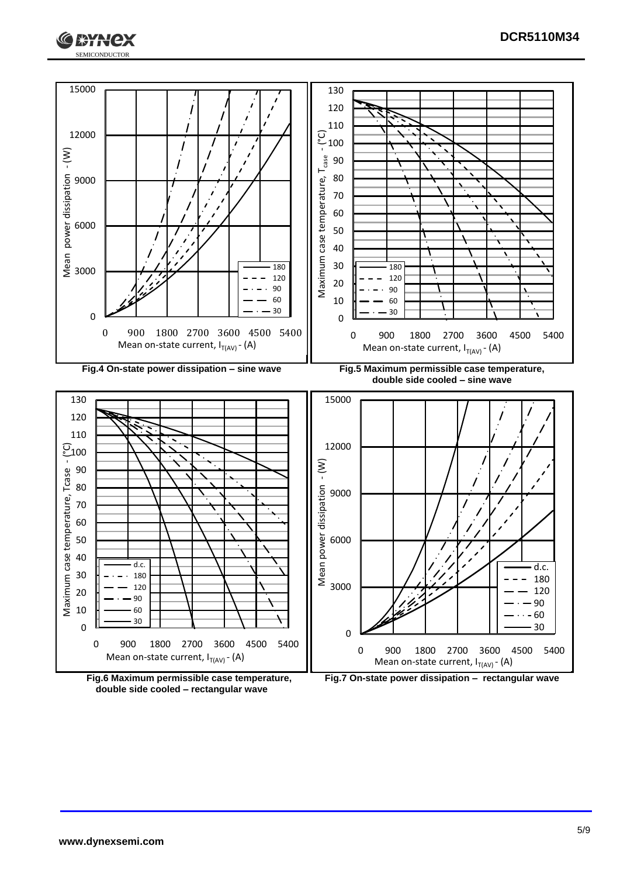Fig.4 On-state power dissipation – sine wave

Fig.5 Maximum permissible case temperature, double side cooled – sine wave

Fig.6 Maximum permissible case temperature, double side cooled – rectangular wave

Fig.7 On-state power dissipation – rectangular wave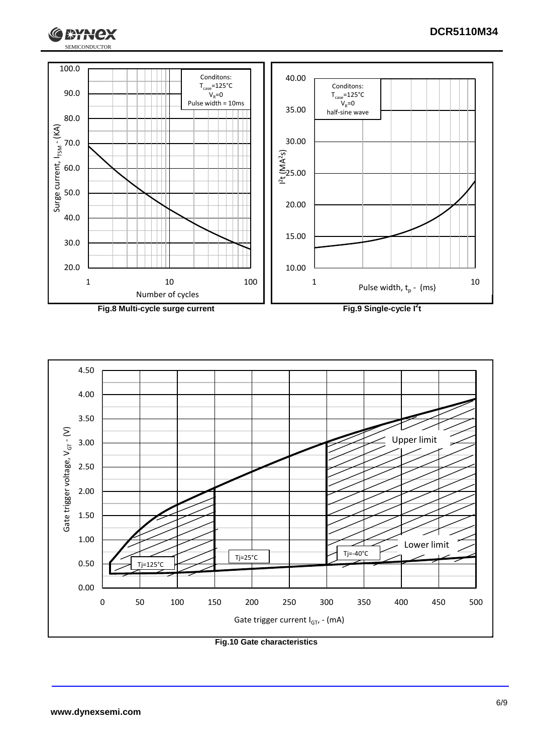Fig.8 Multi-cycle surge current

Fig.9 Single-cycle $I^2t$

Fig.10 Gate characteristics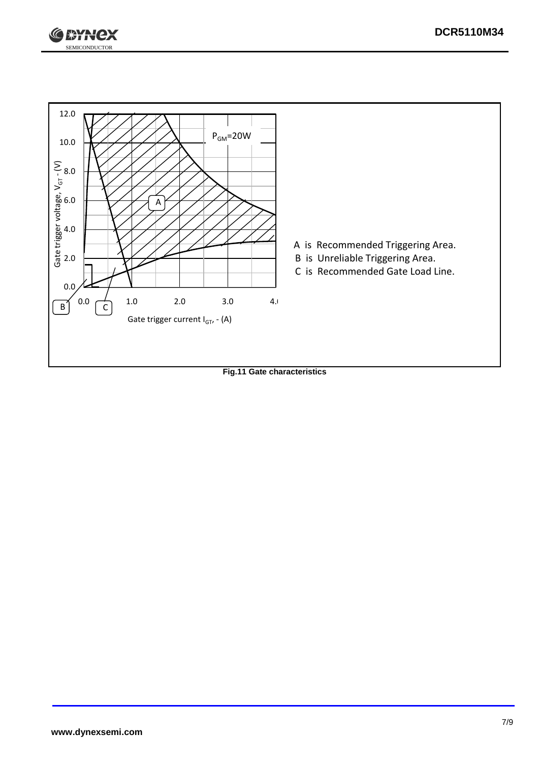A is Recommended Triggering Area.

B is Unreliable Triggering Area.

C is Recommended Gate Load Line.

**Fig.11 Gate characteristics**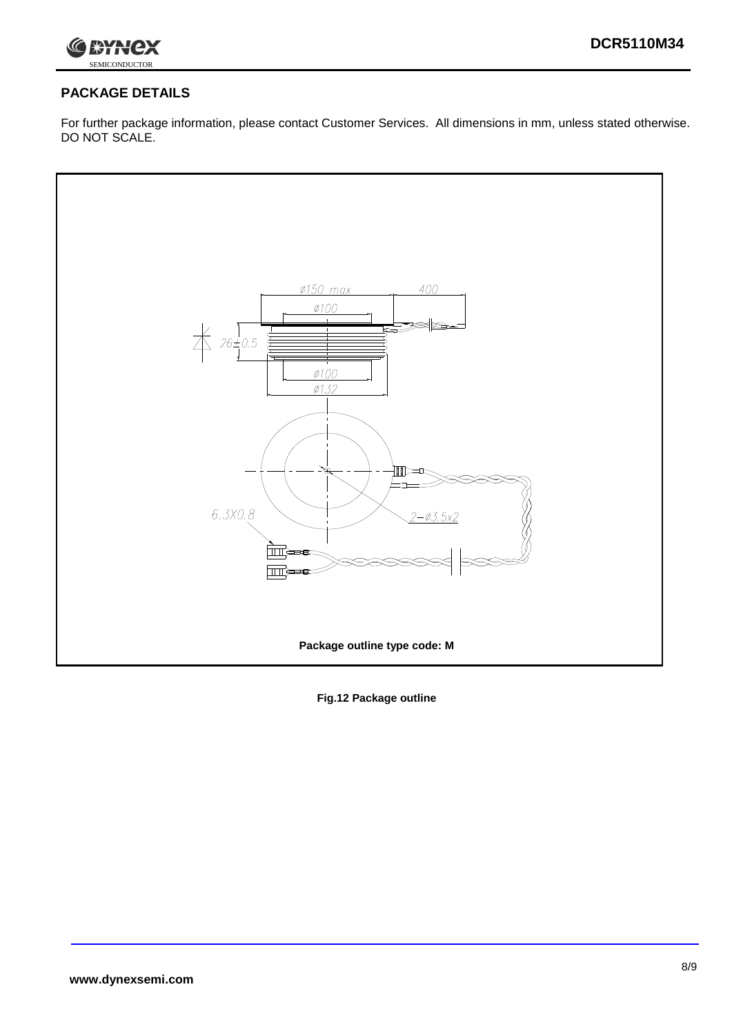## PACKAGE DETAILS

For further package information, please contact Customer Services. All dimensions in mm, unless stated otherwise. DO NOT SCALE.

ø150 max

400

ø100

26±0.5

ø100

ø132

6.3X0.8

2−ø3.5x2

Package outline type code: M

**Fig.12 Package outline**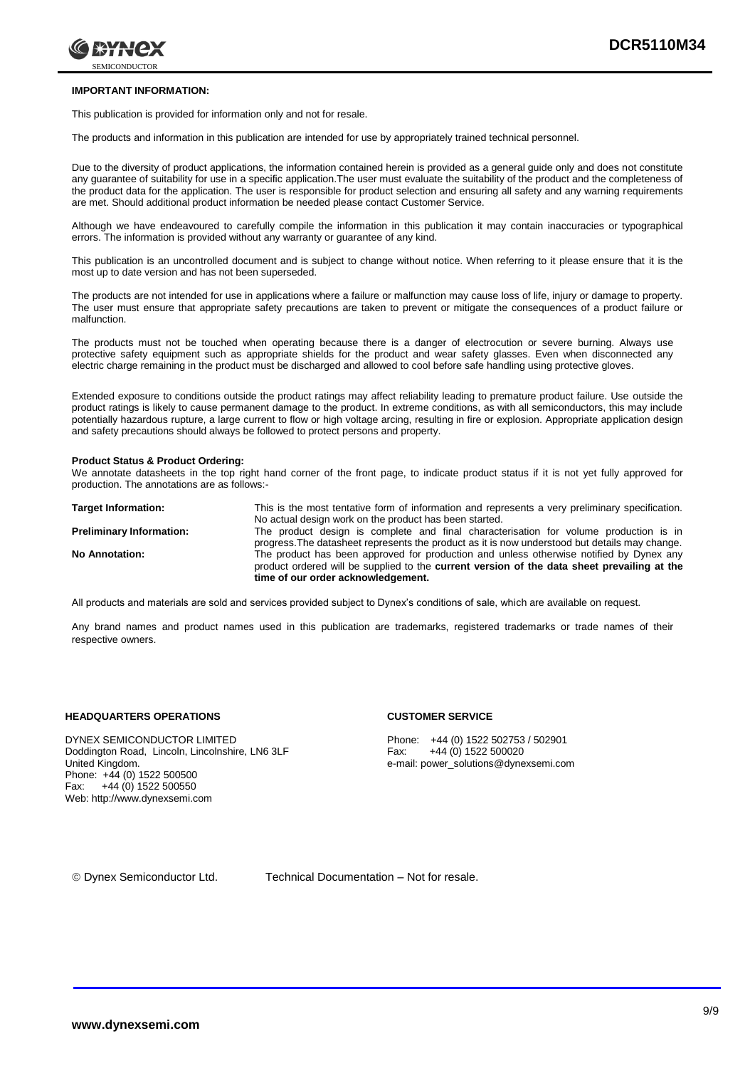**IMPORTANT INFORMATION:**

This publication is provided for information only and not for resale.

The products and information in this publication are intended for use by appropriately trained technical personnel.

Due to the diversity of product applications, the information contained herein is provided as a general guide only and does not constitute any guarantee of suitability for use in a specific application.The user must evaluate the suitability of the product and the completeness of the product data for the application. The user is responsible for product selection and ensuring all safety and any warning requirements are met. Should additional product information be needed please contact Customer Service.

Although we have endeavoured to carefully compile the information in this publication it may contain inaccuracies or typographical errors. The information is provided without any warranty or guarantee of any kind.

This publication is an uncontrolled document and is subject to change without notice. When referring to it please ensure that it is the most up to date version and has not been superseded.

The products are not intended for use in applications where a failure or malfunction may cause loss of life, injury or damage to property. The user must ensure that appropriate safety precautions are taken to prevent or mitigate the consequences of a product failure or malfunction.

The products must not be touched when operating because there is a danger of electrocution or severe burning. Always use protective safety equipment such as appropriate shields for the product and wear safety glasses. Even when disconnected any electric charge remaining in the product must be discharged and allowed to cool before safe handling using protective gloves.

Extended exposure to conditions outside the product ratings may affect reliability leading to premature product failure. Use outside the product ratings is likely to cause permanent damage to the product. In extreme conditions, as with all semiconductors, this may include potentially hazardous rupture, a large current to flow or high voltage arcing, resulting in fire or explosion. Appropriate application design and safety precautions should always be followed to protect persons and property.

**Product Status & Product Ordering:**

We annotate datasheets in the top right hand corner of the front page, to indicate product status if it is not yet fully approved for production. The annotations are as follows:-

| | |
|---|---|
| **Target Information:** | This is the most tentative form of information and represents a very preliminary specification. No actual design work on the product has been started. |
| **Preliminary Information:** | The product design is complete and final characterisation for volume production is in progress.The datasheet represents the product as it is now understood but details may change. |
| **No Annotation:** | The product has been approved for production and unless otherwise notified by Dynex any product ordered will be supplied to the **current version of the data sheet prevailing at the time of our order acknowledgement.** |

All products and materials are sold and services provided subject to Dynex's conditions of sale, which are available on request.

Any brand names and product names used in this publication are trademarks, registered trademarks or trade names of their respective owners.

**HEADQUARTERS OPERATIONS**

DYNEX SEMICONDUCTOR LIMITED
Doddington Road, Lincoln, Lincolnshire, LN6 3LF
United Kingdom.
Phone: +44 (0) 1522 500500
Fax: +44 (0) 1522 500550
Web: http://www.dynexsemi.com

**CUSTOMER SERVICE**

Phone: +44 (0) 1522 502753 / 502901
Fax: +44 (0) 1522 500020
e-mail: power_solutions@dynexsemi.com

© Dynex Semiconductor Ltd. Technical Documentation – Not for resale.